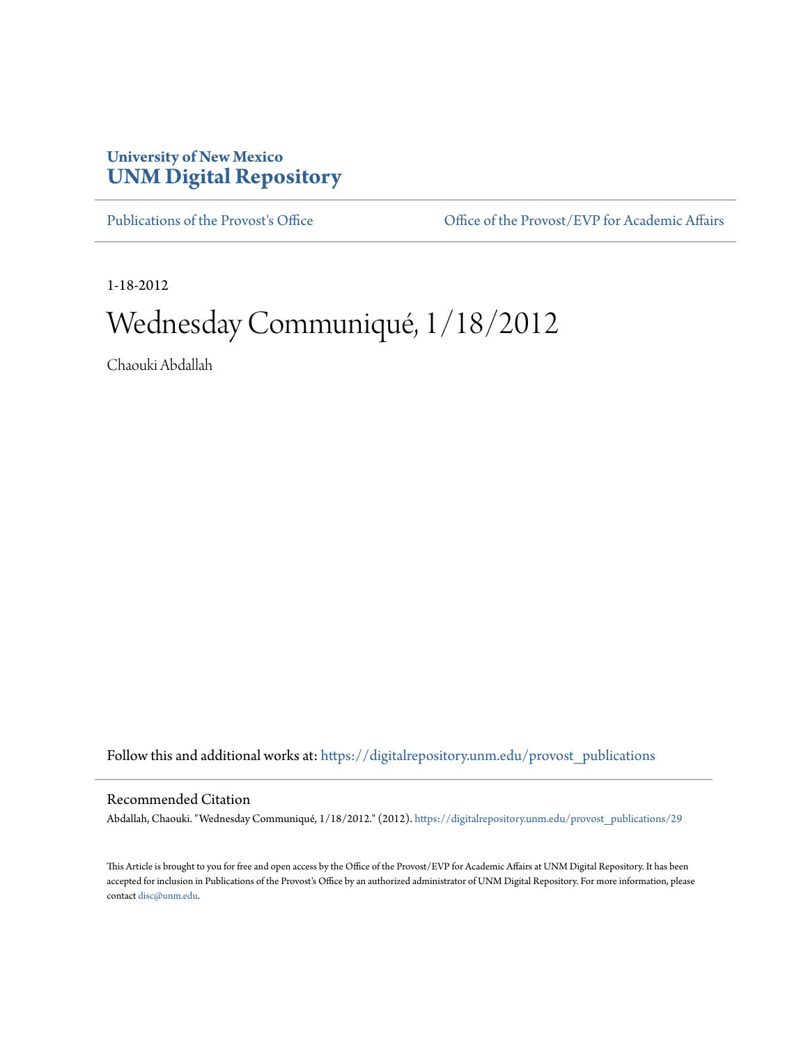University of New Mexico
**UNM Digital Repository**

Publications of the Provost's Office | Office of the Provost/EVP for Academic Affairs

1-18-2012

# Wednesday Communiqué, 1/18/2012

Chaouki Abdallah

Follow this and additional works at: https://digitalrepository.unm.edu/provost_publications

## Recommended Citation

Abdallah, Chaouki. "Wednesday Communiqué, 1/18/2012." (2012). https://digitalrepository.unm.edu/provost_publications/29

This Article is brought to you for free and open access by the Office of the Provost/EVP for Academic Affairs at UNM Digital Repository. It has been accepted for inclusion in Publications of the Provost's Office by an authorized administrator of UNM Digital Repository. For more information, please contact disc@unm.edu.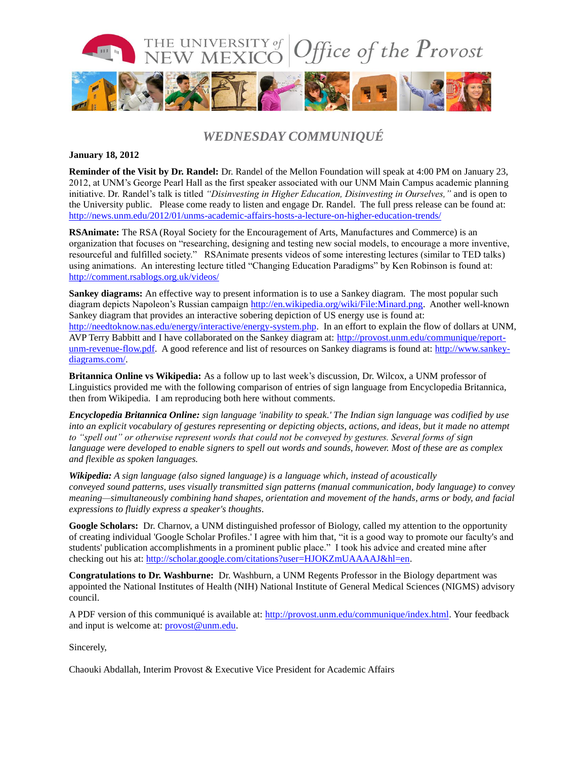THE UNIVERSITY of NEW MEXICO | Office of the Provost

# *WEDNESDAY COMMUNIQUÉ*

**January 18, 2012**

**Reminder of the Visit by Dr. Randel:** Dr. Randel of the Mellon Foundation will speak at 4:00 PM on January 23, 2012, at UNM's George Pearl Hall as the first speaker associated with our UNM Main Campus academic planning initiative. Dr. Randel's talk is titled *"Disinvesting in Higher Education, Disinvesting in Ourselves,"* and is open to the University public. Please come ready to listen and engage Dr. Randel. The full press release can be found at: http://news.unm.edu/2012/01/unms-academic-affairs-hosts-a-lecture-on-higher-education-trends/

**RSAnimate:** The RSA (Royal Society for the Encouragement of Arts, Manufactures and Commerce) is an organization that focuses on "researching, designing and testing new social models, to encourage a more inventive, resourceful and fulfilled society." RSAnimate presents videos of some interesting lectures (similar to TED talks) using animations. An interesting lecture titled "Changing Education Paradigms" by Ken Robinson is found at: http://comment.rsablogs.org.uk/videos/

**Sankey diagrams:** An effective way to present information is to use a Sankey diagram. The most popular such diagram depicts Napoleon's Russian campaign http://en.wikipedia.org/wiki/File:Minard.png. Another well-known Sankey diagram that provides an interactive sobering depiction of US energy use is found at: http://needtoknow.nas.edu/energy/interactive/energy-system.php. In an effort to explain the flow of dollars at UNM, AVP Terry Babbitt and I have collaborated on the Sankey diagram at: http://provost.unm.edu/communique/report-unm-revenue-flow.pdf. A good reference and list of resources on Sankey diagrams is found at: http://www.sankey-diagrams.com/.

**Britannica Online vs Wikipedia:** As a follow up to last week's discussion, Dr. Wilcox, a UNM professor of Linguistics provided me with the following comparison of entries of sign language from Encyclopedia Britannica, then from Wikipedia. I am reproducing both here without comments.

***Encyclopedia Britannica Online:*** *sign language 'inability to speak.' The Indian sign language was codified by use into an explicit vocabulary of gestures representing or depicting objects, actions, and ideas, but it made no attempt to "spell out" or otherwise represent words that could not be conveyed by gestures. Several forms of sign language were developed to enable signers to spell out words and sounds, however. Most of these are as complex and flexible as spoken languages.*

***Wikipedia:*** *A sign language (also signed language) is a language which, instead of acoustically conveyed sound patterns, uses visually transmitted sign patterns (manual communication, body language) to convey meaning—simultaneously combining hand shapes, orientation and movement of the hands, arms or body, and facial expressions to fluidly express a speaker's thoughts*.

**Google Scholars:** Dr. Charnov, a UNM distinguished professor of Biology, called my attention to the opportunity of creating individual 'Google Scholar Profiles.' I agree with him that, "it is a good way to promote our faculty's and students' publication accomplishments in a prominent public place." I took his advice and created mine after checking out his at: http://scholar.google.com/citations?user=HJOKZmUAAAAJ&hl=en.

**Congratulations to Dr. Washburne:** Dr. Washburn, a UNM Regents Professor in the Biology department was appointed the National Institutes of Health (NIH) National Institute of General Medical Sciences (NIGMS) advisory council.

A PDF version of this communiqué is available at: http://provost.unm.edu/communique/index.html. Your feedback and input is welcome at: provost@unm.edu.

Sincerely,

Chaouki Abdallah, Interim Provost & Executive Vice President for Academic Affairs